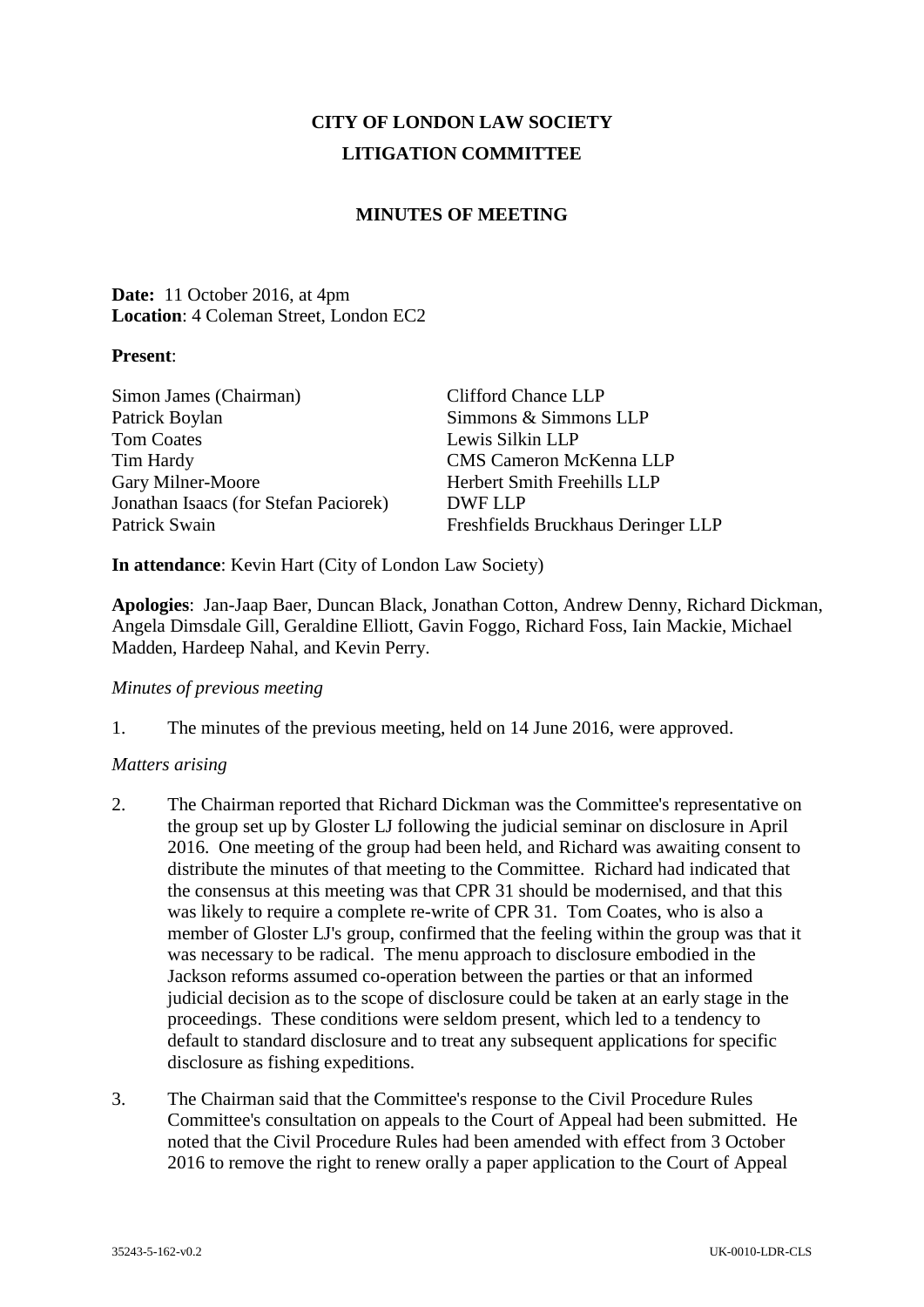# CITY OF LONDON LAW SOCIETY

## LITIGATION COMMITTEE

### MINUTES OF MEETING

**Date:** 11 October 2016, at 4pm
**Location**: 4 Coleman Street, London EC2

**Present**:

| | |
|---|---|
| Simon James (Chairman) | Clifford Chance LLP |
| Patrick Boylan | Simmons & Simmons LLP |
| Tom Coates | Lewis Silkin LLP |
| Tim Hardy | CMS Cameron McKenna LLP |
| Gary Milner-Moore | Herbert Smith Freehills LLP |
| Jonathan Isaacs (for Stefan Paciorek) | DWF LLP |
| Patrick Swain | Freshfields Bruckhaus Deringer LLP |

**In attendance**: Kevin Hart (City of London Law Society)

**Apologies**: Jan-Jaap Baer, Duncan Black, Jonathan Cotton, Andrew Denny, Richard Dickman, Angela Dimsdale Gill, Geraldine Elliott, Gavin Foggo, Richard Foss, Iain Mackie, Michael Madden, Hardeep Nahal, and Kevin Perry.

*Minutes of previous meeting*

1. The minutes of the previous meeting, held on 14 June 2016, were approved.

*Matters arising*

2. The Chairman reported that Richard Dickman was the Committee's representative on the group set up by Gloster LJ following the judicial seminar on disclosure in April 2016. One meeting of the group had been held, and Richard was awaiting consent to distribute the minutes of that meeting to the Committee. Richard had indicated that the consensus at this meeting was that CPR 31 should be modernised, and that this was likely to require a complete re-write of CPR 31. Tom Coates, who is also a member of Gloster LJ's group, confirmed that the feeling within the group was that it was necessary to be radical. The menu approach to disclosure embodied in the Jackson reforms assumed co-operation between the parties or that an informed judicial decision as to the scope of disclosure could be taken at an early stage in the proceedings. These conditions were seldom present, which led to a tendency to default to standard disclosure and to treat any subsequent applications for specific disclosure as fishing expeditions.

3. The Chairman said that the Committee's response to the Civil Procedure Rules Committee's consultation on appeals to the Court of Appeal had been submitted. He noted that the Civil Procedure Rules had been amended with effect from 3 October 2016 to remove the right to renew orally a paper application to the Court of Appeal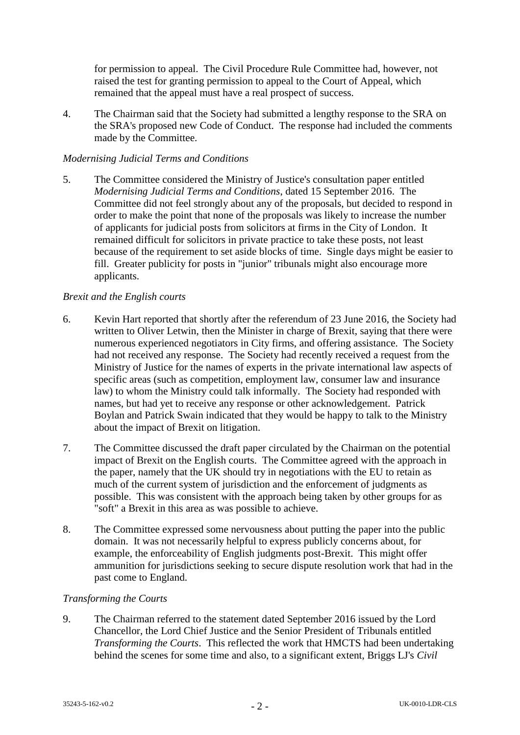for permission to appeal. The Civil Procedure Rule Committee had, however, not raised the test for granting permission to appeal to the Court of Appeal, which remained that the appeal must have a real prospect of success.

4. The Chairman said that the Society had submitted a lengthy response to the SRA on the SRA's proposed new Code of Conduct. The response had included the comments made by the Committee.

*Modernising Judicial Terms and Conditions*

5. The Committee considered the Ministry of Justice's consultation paper entitled *Modernising Judicial Terms and Conditions*, dated 15 September 2016. The Committee did not feel strongly about any of the proposals, but decided to respond in order to make the point that none of the proposals was likely to increase the number of applicants for judicial posts from solicitors at firms in the City of London. It remained difficult for solicitors in private practice to take these posts, not least because of the requirement to set aside blocks of time. Single days might be easier to fill. Greater publicity for posts in "junior" tribunals might also encourage more applicants.

*Brexit and the English courts*

6. Kevin Hart reported that shortly after the referendum of 23 June 2016, the Society had written to Oliver Letwin, then the Minister in charge of Brexit, saying that there were numerous experienced negotiators in City firms, and offering assistance. The Society had not received any response. The Society had recently received a request from the Ministry of Justice for the names of experts in the private international law aspects of specific areas (such as competition, employment law, consumer law and insurance law) to whom the Ministry could talk informally. The Society had responded with names, but had yet to receive any response or other acknowledgement. Patrick Boylan and Patrick Swain indicated that they would be happy to talk to the Ministry about the impact of Brexit on litigation.

7. The Committee discussed the draft paper circulated by the Chairman on the potential impact of Brexit on the English courts. The Committee agreed with the approach in the paper, namely that the UK should try in negotiations with the EU to retain as much of the current system of jurisdiction and the enforcement of judgments as possible. This was consistent with the approach being taken by other groups for as "soft" a Brexit in this area as was possible to achieve.

8. The Committee expressed some nervousness about putting the paper into the public domain. It was not necessarily helpful to express publicly concerns about, for example, the enforceability of English judgments post-Brexit. This might offer ammunition for jurisdictions seeking to secure dispute resolution work that had in the past come to England.

*Transforming the Courts*

9. The Chairman referred to the statement dated September 2016 issued by the Lord Chancellor, the Lord Chief Justice and the Senior President of Tribunals entitled *Transforming the Courts*. This reflected the work that HMCTS had been undertaking behind the scenes for some time and also, to a significant extent, Briggs LJ's *Civil*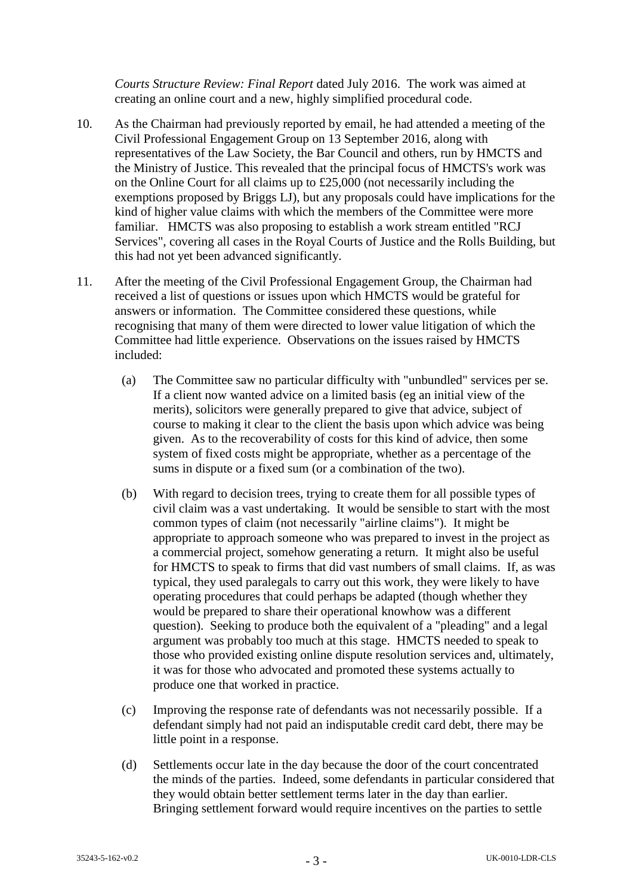*Courts Structure Review: Final Report* dated July 2016. The work was aimed at creating an online court and a new, highly simplified procedural code.

10. As the Chairman had previously reported by email, he had attended a meeting of the Civil Professional Engagement Group on 13 September 2016, along with representatives of the Law Society, the Bar Council and others, run by HMCTS and the Ministry of Justice. This revealed that the principal focus of HMCTS's work was on the Online Court for all claims up to £25,000 (not necessarily including the exemptions proposed by Briggs LJ), but any proposals could have implications for the kind of higher value claims with which the members of the Committee were more familiar. HMCTS was also proposing to establish a work stream entitled "RCJ Services", covering all cases in the Royal Courts of Justice and the Rolls Building, but this had not yet been advanced significantly.

11. After the meeting of the Civil Professional Engagement Group, the Chairman had received a list of questions or issues upon which HMCTS would be grateful for answers or information. The Committee considered these questions, while recognising that many of them were directed to lower value litigation of which the Committee had little experience. Observations on the issues raised by HMCTS included:

    (a) The Committee saw no particular difficulty with "unbundled" services per se. If a client now wanted advice on a limited basis (eg an initial view of the merits), solicitors were generally prepared to give that advice, subject of course to making it clear to the client the basis upon which advice was being given. As to the recoverability of costs for this kind of advice, then some system of fixed costs might be appropriate, whether as a percentage of the sums in dispute or a fixed sum (or a combination of the two).

    (b) With regard to decision trees, trying to create them for all possible types of civil claim was a vast undertaking. It would be sensible to start with the most common types of claim (not necessarily "airline claims"). It might be appropriate to approach someone who was prepared to invest in the project as a commercial project, somehow generating a return. It might also be useful for HMCTS to speak to firms that did vast numbers of small claims. If, as was typical, they used paralegals to carry out this work, they were likely to have operating procedures that could perhaps be adapted (though whether they would be prepared to share their operational knowhow was a different question). Seeking to produce both the equivalent of a "pleading" and a legal argument was probably too much at this stage. HMCTS needed to speak to those who provided existing online dispute resolution services and, ultimately, it was for those who advocated and promoted these systems actually to produce one that worked in practice.

    (c) Improving the response rate of defendants was not necessarily possible. If a defendant simply had not paid an indisputable credit card debt, there may be little point in a response.

    (d) Settlements occur late in the day because the door of the court concentrated the minds of the parties. Indeed, some defendants in particular considered that they would obtain better settlement terms later in the day than earlier. Bringing settlement forward would require incentives on the parties to settle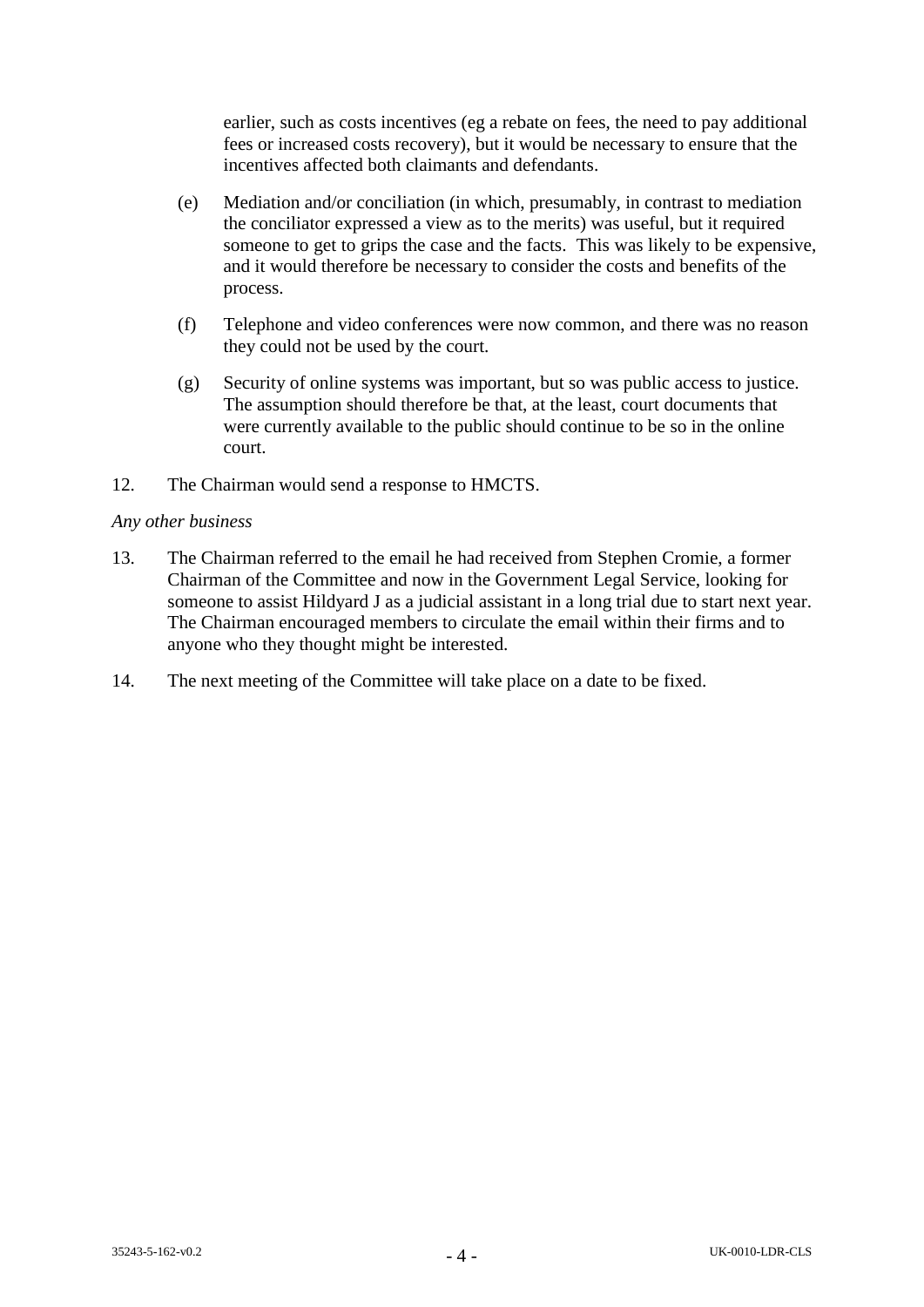earlier, such as costs incentives (eg a rebate on fees, the need to pay additional fees or increased costs recovery), but it would be necessary to ensure that the incentives affected both claimants and defendants.

(e) Mediation and/or conciliation (in which, presumably, in contrast to mediation the conciliator expressed a view as to the merits) was useful, but it required someone to get to grips the case and the facts. This was likely to be expensive, and it would therefore be necessary to consider the costs and benefits of the process.

(f) Telephone and video conferences were now common, and there was no reason they could not be used by the court.

(g) Security of online systems was important, but so was public access to justice. The assumption should therefore be that, at the least, court documents that were currently available to the public should continue to be so in the online court.

12. The Chairman would send a response to HMCTS.

*Any other business*

13. The Chairman referred to the email he had received from Stephen Cromie, a former Chairman of the Committee and now in the Government Legal Service, looking for someone to assist Hildyard J as a judicial assistant in a long trial due to start next year. The Chairman encouraged members to circulate the email within their firms and to anyone who they thought might be interested.

14. The next meeting of the Committee will take place on a date to be fixed.